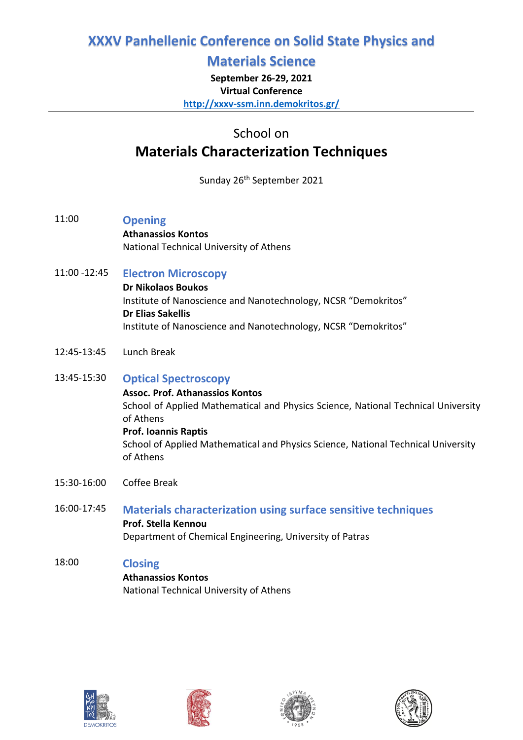# XXXV Panhellenic Conference on Solid State Physics and Materials Science

**September 26-29, 2021**
**Virtual Conference**
**http://xxxv-ssm.inn.demokritos.gr/**

---

## School on
## Materials Characterization Techniques

Sunday 26th September 2021

11:00 **Opening**
**Athanassios Kontos**
National Technical University of Athens

11:00 -12:45 **Electron Microscopy**
**Dr Nikolaos Boukos**
Institute of Nanoscience and Nanotechnology, NCSR "Demokritos"
**Dr Elias Sakellis**
Institute of Nanoscience and Nanotechnology, NCSR "Demokritos"

12:45-13:45 Lunch Break

13:45-15:30 **Optical Spectroscopy**
**Assoc. Prof. Athanassios Kontos**
School of Applied Mathematical and Physics Science, National Technical University of Athens
**Prof. Ioannis Raptis**
School of Applied Mathematical and Physics Science, National Technical University of Athens

15:30-16:00 Coffee Break

16:00-17:45 **Materials characterization using surface sensitive techniques**
**Prof. Stella Kennou**
Department of Chemical Engineering, University of Patras

18:00 **Closing**
**Athanassios Kontos**
National Technical University of Athens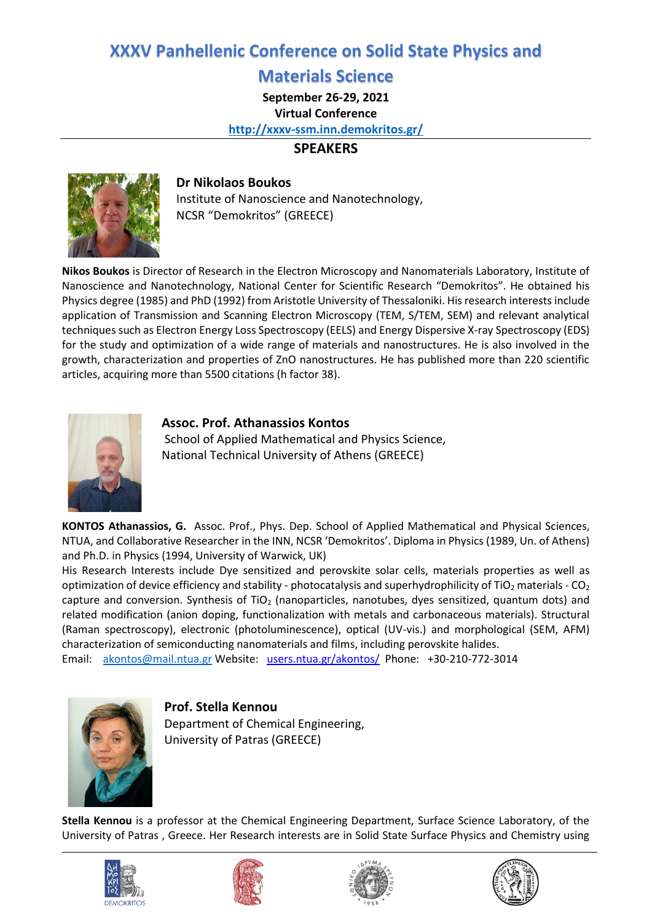# XXXV Panhellenic Conference on Solid State Physics and Materials Science

**September 26-29, 2021**
**Virtual Conference**
**http://xxxv-ssm.inn.demokritos.gr/**

## SPEAKERS

### Dr Nikolaos Boukos

Institute of Nanoscience and Nanotechnology,
NCSR "Demokritos" (GREECE)

**Nikos Boukos** is Director of Research in the Electron Microscopy and Nanomaterials Laboratory, Institute of Nanoscience and Nanotechnology, National Center for Scientific Research "Demokritos". He obtained his Physics degree (1985) and PhD (1992) from Aristotle University of Thessaloniki. His research interests include application of Transmission and Scanning Electron Microscopy (TEM, S/TEM, SEM) and relevant analytical techniques such as Electron Energy Loss Spectroscopy (EELS) and Energy Dispersive X-ray Spectroscopy (EDS) for the study and optimization of a wide range of materials and nanostructures. He is also involved in the growth, characterization and properties of ZnO nanostructures. He has published more than 220 scientific articles, acquiring more than 5500 citations (h factor 38).

### Assoc. Prof. Athanassios Kontos

School of Applied Mathematical and Physics Science,
National Technical University of Athens (GREECE)

**KONTOS Athanassios, G.** Assoc. Prof., Phys. Dep. School of Applied Mathematical and Physical Sciences, NTUA, and Collaborative Researcher in the INN, NCSR 'Demokritos'. Diploma in Physics (1989, Un. of Athens) and Ph.D. in Physics (1994, University of Warwick, UK)

His Research Interests include Dye sensitized and perovskite solar cells, materials properties as well as optimization of device efficiency and stability - photocatalysis and superhydrophilicity of $TiO_2$ materials - $CO_2$ capture and conversion. Synthesis of $TiO_2$ (nanoparticles, nanotubes, dyes sensitized, quantum dots) and related modification (anion doping, functionalization with metals and carbonaceous materials). Structural (Raman spectroscopy), electronic (photoluminescence), optical (UV-vis.) and morphological (SEM, AFM) characterization of semiconducting nanomaterials and films, including perovskite halides.

Email: akontos@mail.ntua.gr Website: users.ntua.gr/akontos/ Phone: +30-210-772-3014

### Prof. Stella Kennou

Department of Chemical Engineering,
University of Patras (GREECE)

**Stella Kennou** is a professor at the Chemical Engineering Department, Surface Science Laboratory, of the University of Patras , Greece. Her Research interests are in Solid State Surface Physics and Chemistry using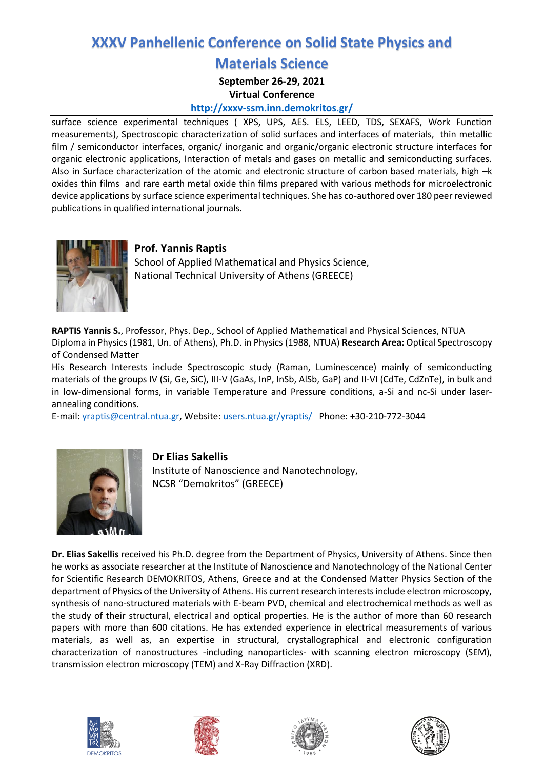surface science experimental techniques ( XPS, UPS, AES. ELS, LEED, TDS, SEXAFS, Work Function measurements), Spectroscopic characterization of solid surfaces and interfaces of materials, thin metallic film / semiconductor interfaces, organic/ inorganic and organic/organic electronic structure interfaces for organic electronic applications, Interaction of metals and gases on metallic and semiconducting surfaces. Also in Surface characterization of the atomic and electronic structure of carbon based materials, high –k oxides thin films and rare earth metal oxide thin films prepared with various methods for microelectronic device applications by surface science experimental techniques. She has co-authored over 180 peer reviewed publications in qualified international journals.

### Prof. Yannis Raptis

School of Applied Mathematical and Physics Science,
National Technical University of Athens (GREECE)

**RAPTIS Yannis S.**, Professor, Phys. Dep., School of Applied Mathematical and Physical Sciences, NTUA
Diploma in Physics (1981, Un. of Athens), Ph.D. in Physics (1988, NTUA) **Research Area:** Optical Spectroscopy of Condensed Matter

His Research Interests include Spectroscopic study (Raman, Luminescence) mainly of semiconducting materials of the groups IV (Si, Ge, SiC), III-V (GaAs, InP, InSb, AlSb, GaP) and II-VI (CdTe, CdZnTe), in bulk and in low-dimensional forms, in variable Temperature and Pressure conditions, a-Si and nc-Si under laser-annealing conditions.

E-mail: yraptis@central.ntua.gr, Website: users.ntua.gr/yraptis/ Phone: +30-210-772-3044

### Dr Elias Sakellis

Institute of Nanoscience and Nanotechnology,
NCSR "Demokritos" (GREECE)

**Dr. Elias Sakellis** received his Ph.D. degree from the Department of Physics, University of Athens. Since then he works as associate researcher at the Institute of Nanoscience and Nanotechnology of the National Center for Scientific Research DEMOKRITOS, Athens, Greece and at the Condensed Matter Physics Section of the department of Physics of the University of Athens. His current research interests include electron microscopy, synthesis of nano-structured materials with E-beam PVD, chemical and electrochemical methods as well as the study of their structural, electrical and optical properties. He is the author of more than 60 research papers with more than 600 citations. He has extended experience in electrical measurements of various materials, as well as, an expertise in structural, crystallographical and electronic configuration characterization of nanostructures -including nanoparticles- with scanning electron microscopy (SEM), transmission electron microscopy (TEM) and X-Ray Diffraction (XRD).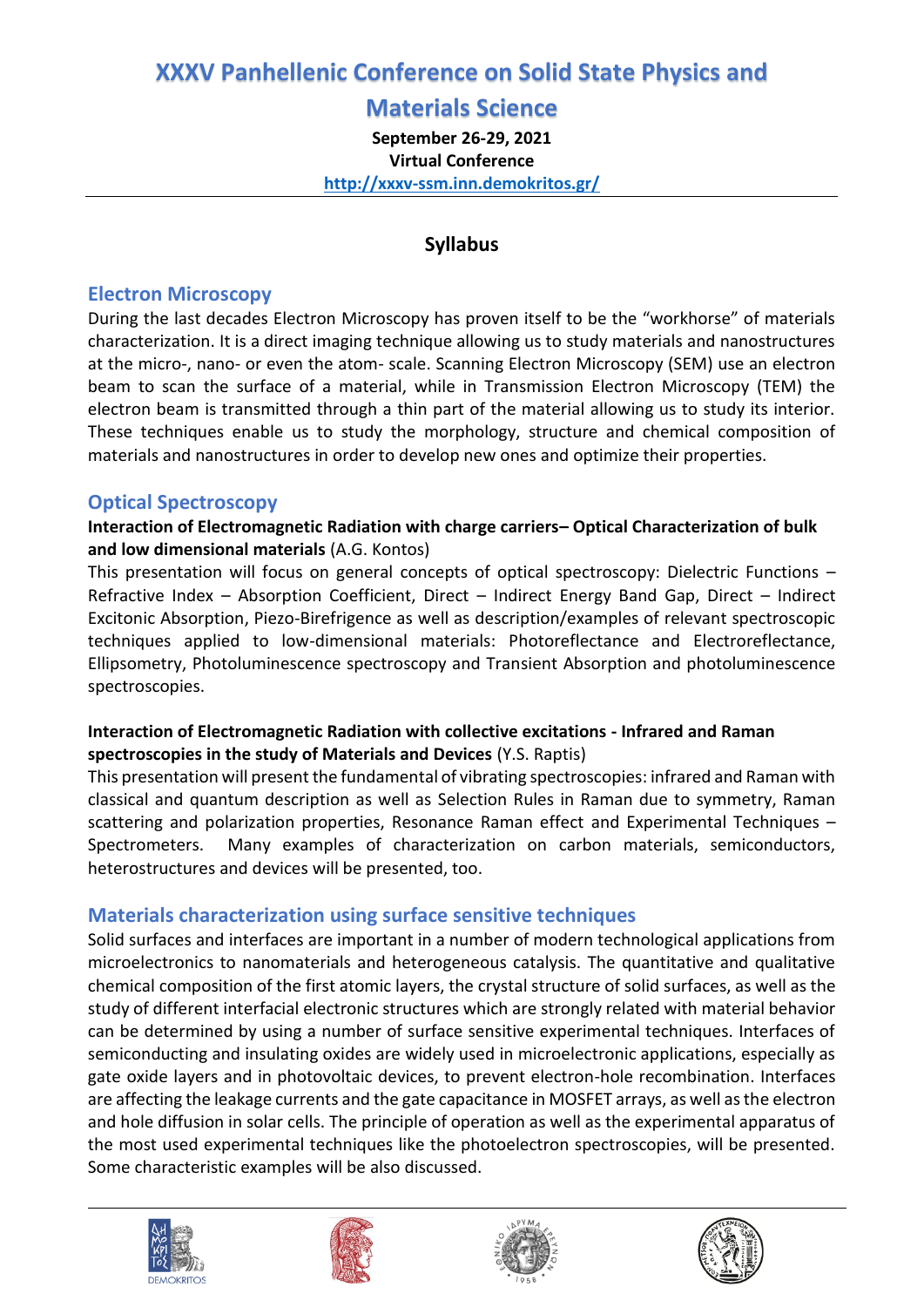# XXXV Panhellenic Conference on Solid State Physics and Materials Science

**September 26-29, 2021**
**Virtual Conference**
http://xxxv-ssm.inn.demokritos.gr/

## Syllabus

### Electron Microscopy

During the last decades Electron Microscopy has proven itself to be the "workhorse" of materials characterization. It is a direct imaging technique allowing us to study materials and nanostructures at the micro-, nano- or even the atom- scale. Scanning Electron Microscopy (SEM) use an electron beam to scan the surface of a material, while in Transmission Electron Microscopy (TEM) the electron beam is transmitted through a thin part of the material allowing us to study its interior. These techniques enable us to study the morphology, structure and chemical composition of materials and nanostructures in order to develop new ones and optimize their properties.

### Optical Spectroscopy

**Interaction of Electromagnetic Radiation with charge carriers– Optical Characterization of bulk and low dimensional materials** (A.G. Kontos)

This presentation will focus on general concepts of optical spectroscopy: Dielectric Functions – Refractive Index – Absorption Coefficient, Direct – Indirect Energy Band Gap, Direct – Indirect Excitonic Absorption, Piezo-Birefrigence as well as description/examples of relevant spectroscopic techniques applied to low-dimensional materials: Photoreflectance and Electroreflectance, Ellipsometry, Photoluminescence spectroscopy and Transient Absorption and photoluminescence spectroscopies.

**Interaction of Electromagnetic Radiation with collective excitations - Infrared and Raman spectroscopies in the study of Materials and Devices** (Y.S. Raptis)

This presentation will present the fundamental of vibrating spectroscopies: infrared and Raman with classical and quantum description as well as Selection Rules in Raman due to symmetry, Raman scattering and polarization properties, Resonance Raman effect and Experimental Techniques – Spectrometers. Many examples of characterization on carbon materials, semiconductors, heterostructures and devices will be presented, too.

### Materials characterization using surface sensitive techniques

Solid surfaces and interfaces are important in a number of modern technological applications from microelectronics to nanomaterials and heterogeneous catalysis. The quantitative and qualitative chemical composition of the first atomic layers, the crystal structure of solid surfaces, as well as the study of different interfacial electronic structures which are strongly related with material behavior can be determined by using a number of surface sensitive experimental techniques. Interfaces of semiconducting and insulating oxides are widely used in microelectronic applications, especially as gate oxide layers and in photovoltaic devices, to prevent electron-hole recombination. Interfaces are affecting the leakage currents and the gate capacitance in MOSFET arrays, as well as the electron and hole diffusion in solar cells. The principle of operation as well as the experimental apparatus of the most used experimental techniques like the photoelectron spectroscopies, will be presented. Some characteristic examples will be also discussed.